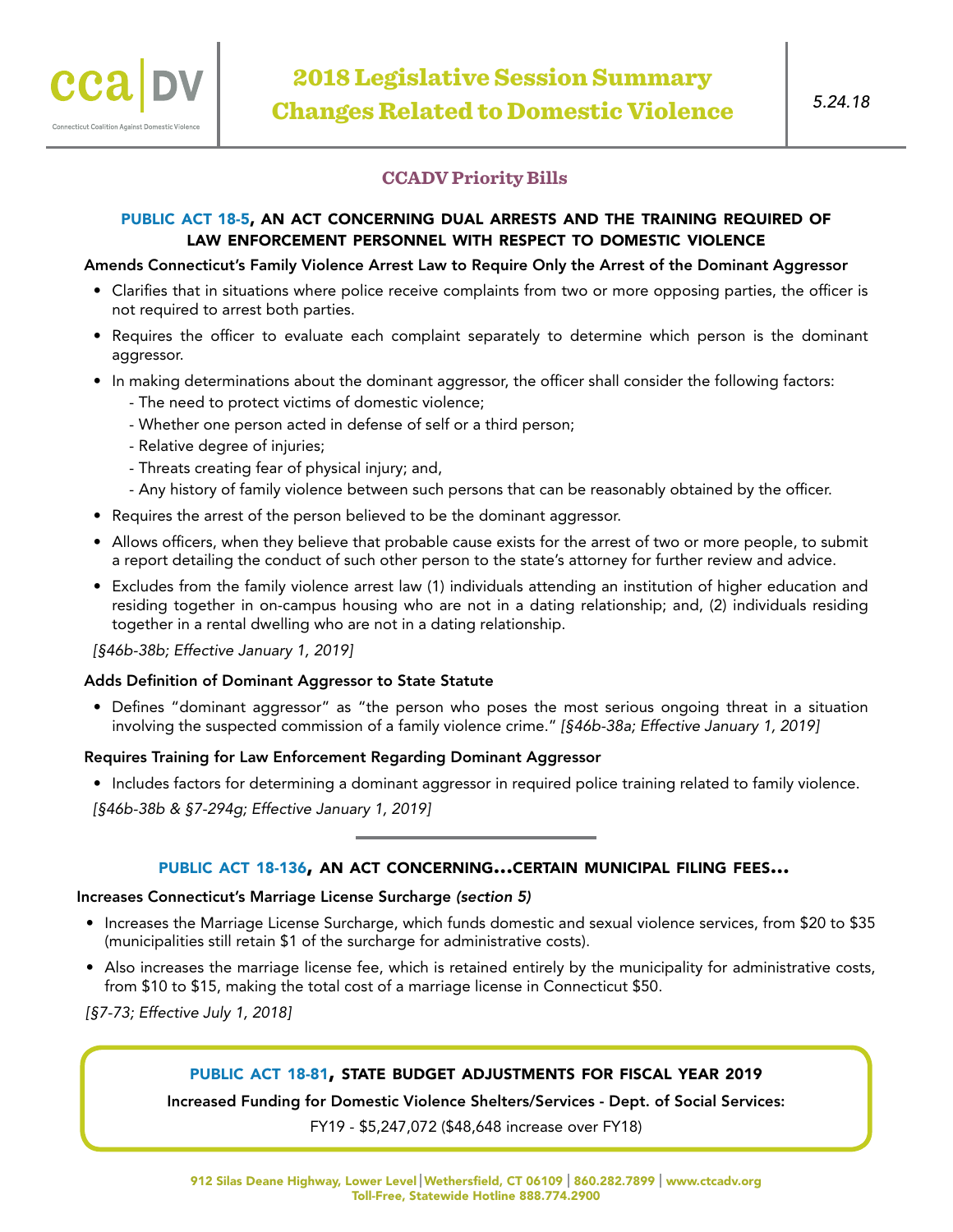cca | DV

Connecticut Coalition Against Domestic Violence

# 2018 Legislative Session Summary
# Changes Related to Domestic Violence

*5.24.18*

## CCADV Priority Bills

### PUBLIC ACT 18-5, AN ACT CONCERNING DUAL ARRESTS AND THE TRAINING REQUIRED OF LAW ENFORCEMENT PERSONNEL WITH RESPECT TO DOMESTIC VIOLENCE

**Amends Connecticut's Family Violence Arrest Law to Require Only the Arrest of the Dominant Aggressor**

- Clarifies that in situations where police receive complaints from two or more opposing parties, the officer is not required to arrest both parties.
- Requires the officer to evaluate each complaint separately to determine which person is the dominant aggressor.
- In making determinations about the dominant aggressor, the officer shall consider the following factors:
  - The need to protect victims of domestic violence;
  - Whether one person acted in defense of self or a third person;
  - Relative degree of injuries;
  - Threats creating fear of physical injury; and,
  - Any history of family violence between such persons that can be reasonably obtained by the officer.
- Requires the arrest of the person believed to be the dominant aggressor.
- Allows officers, when they believe that probable cause exists for the arrest of two or more people, to submit a report detailing the conduct of such other person to the state's attorney for further review and advice.
- Excludes from the family violence arrest law (1) individuals attending an institution of higher education and residing together in on-campus housing who are not in a dating relationship; and, (2) individuals residing together in a rental dwelling who are not in a dating relationship.

*[§46b-38b; Effective January 1, 2019]*

**Adds Definition of Dominant Aggressor to State Statute**

- Defines "dominant aggressor" as "the person who poses the most serious ongoing threat in a situation involving the suspected commission of a family violence crime." *[§46b-38a; Effective January 1, 2019]*

**Requires Training for Law Enforcement Regarding Dominant Aggressor**

- Includes factors for determining a dominant aggressor in required police training related to family violence.

*[§46b-38b & §7-294g; Effective January 1, 2019]*

---

### PUBLIC ACT 18-136, AN ACT CONCERNING...CERTAIN MUNICIPAL FILING FEES...

**Increases Connecticut's Marriage License Surcharge** ***(section 5)***

- Increases the Marriage License Surcharge, which funds domestic and sexual violence services, from $20 to $35 (municipalities still retain $1 of the surcharge for administrative costs).
- Also increases the marriage license fee, which is retained entirely by the municipality for administrative costs, from $10 to $15, making the total cost of a marriage license in Connecticut $50.

*[§7-73; Effective July 1, 2018]*

### PUBLIC ACT 18-81, STATE BUDGET ADJUSTMENTS FOR FISCAL YEAR 2019

**Increased Funding for Domestic Violence Shelters/Services - Dept. of Social Services:**

FY19 - $5,247,072 ($48,648 increase over FY18)

912 Silas Deane Highway, Lower Level | Wethersfield, CT 06109 | 860.282.7899 | www.ctcadv.org
Toll-Free, Statewide Hotline 888.774.2900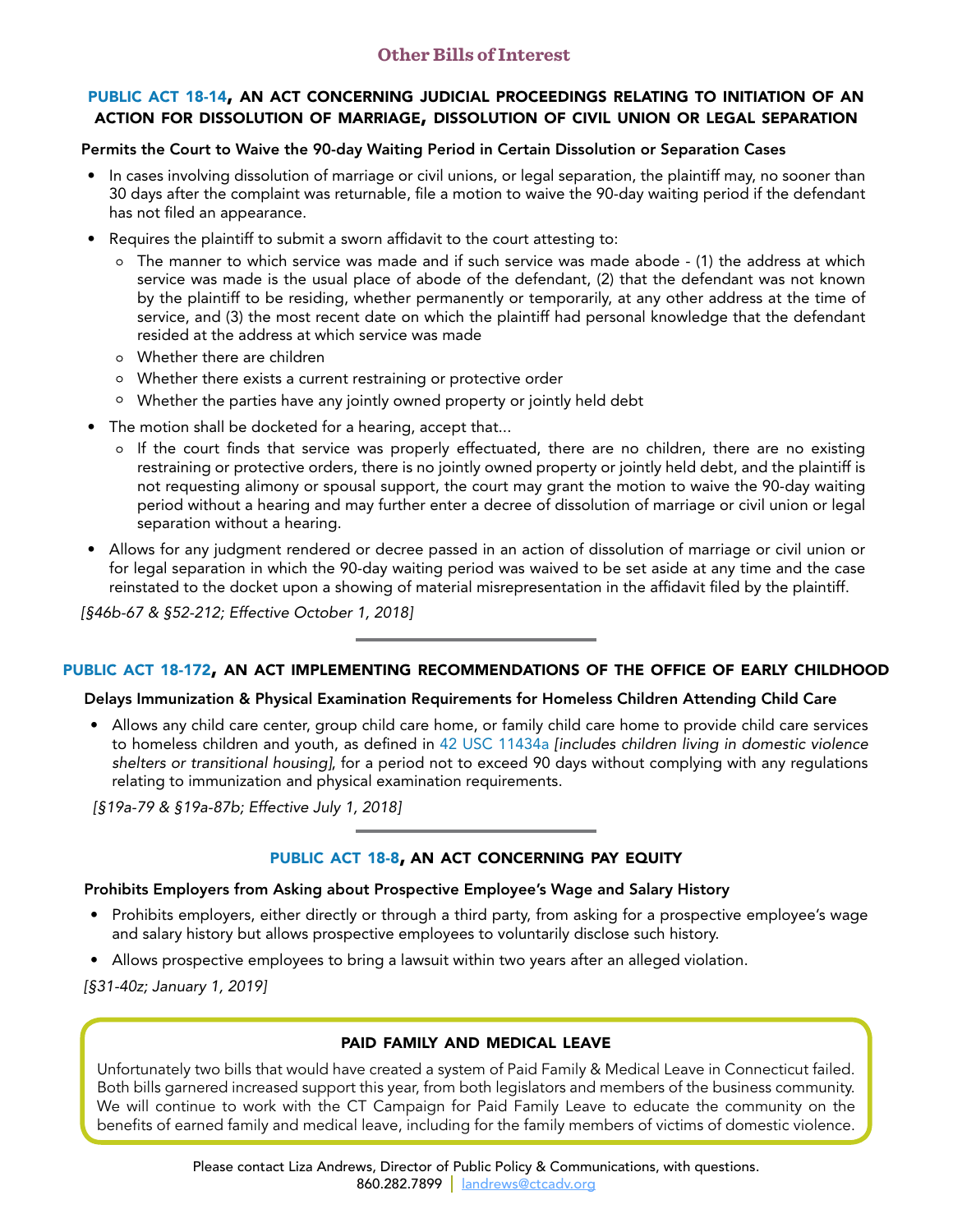## Other Bills of Interest

### PUBLIC ACT 18-14, AN ACT CONCERNING JUDICIAL PROCEEDINGS RELATING TO INITIATION OF AN ACTION FOR DISSOLUTION OF MARRIAGE, DISSOLUTION OF CIVIL UNION OR LEGAL SEPARATION

**Permits the Court to Waive the 90-day Waiting Period in Certain Dissolution or Separation Cases**

- In cases involving dissolution of marriage or civil unions, or legal separation, the plaintiff may, no sooner than 30 days after the complaint was returnable, file a motion to waive the 90-day waiting period if the defendant has not filed an appearance.
- Requires the plaintiff to submit a sworn affidavit to the court attesting to:
  - The manner to which service was made and if such service was made abode - (1) the address at which service was made is the usual place of abode of the defendant, (2) that the defendant was not known by the plaintiff to be residing, whether permanently or temporarily, at any other address at the time of service, and (3) the most recent date on which the plaintiff had personal knowledge that the defendant resided at the address at which service was made
  - Whether there are children
  - Whether there exists a current restraining or protective order
  - Whether the parties have any jointly owned property or jointly held debt
- The motion shall be docketed for a hearing, accept that...
  - If the court finds that service was properly effectuated, there are no children, there are no existing restraining or protective orders, there is no jointly owned property or jointly held debt, and the plaintiff is not requesting alimony or spousal support, the court may grant the motion to waive the 90-day waiting period without a hearing and may further enter a decree of dissolution of marriage or civil union or legal separation without a hearing.
- Allows for any judgment rendered or decree passed in an action of dissolution of marriage or civil union or for legal separation in which the 90-day waiting period was waived to be set aside at any time and the case reinstated to the docket upon a showing of material misrepresentation in the affidavit filed by the plaintiff.

*[§46b-67 & §52-212; Effective October 1, 2018]*

---

### PUBLIC ACT 18-172, AN ACT IMPLEMENTING RECOMMENDATIONS OF THE OFFICE OF EARLY CHILDHOOD

**Delays Immunization & Physical Examination Requirements for Homeless Children Attending Child Care**

- Allows any child care center, group child care home, or family child care home to provide child care services to homeless children and youth, as defined in 42 USC 11434a *[includes children living in domestic violence shelters or transitional housing]*, for a period not to exceed 90 days without complying with any regulations relating to immunization and physical examination requirements.

*[§19a-79 & §19a-87b; Effective July 1, 2018]*

---

### PUBLIC ACT 18-8, AN ACT CONCERNING PAY EQUITY

**Prohibits Employers from Asking about Prospective Employee's Wage and Salary History**

- Prohibits employers, either directly or through a third party, from asking for a prospective employee's wage and salary history but allows prospective employees to voluntarily disclose such history.
- Allows prospective employees to bring a lawsuit within two years after an alleged violation.

*[§31-40z; January 1, 2019]*

### PAID FAMILY AND MEDICAL LEAVE

Unfortunately two bills that would have created a system of Paid Family & Medical Leave in Connecticut failed. Both bills garnered increased support this year, from both legislators and members of the business community. We will continue to work with the CT Campaign for Paid Family Leave to educate the community on the benefits of earned family and medical leave, including for the family members of victims of domestic violence.

Please contact Liza Andrews, Director of Public Policy & Communications, with questions.
860.282.7899 | landrews@ctcadv.org